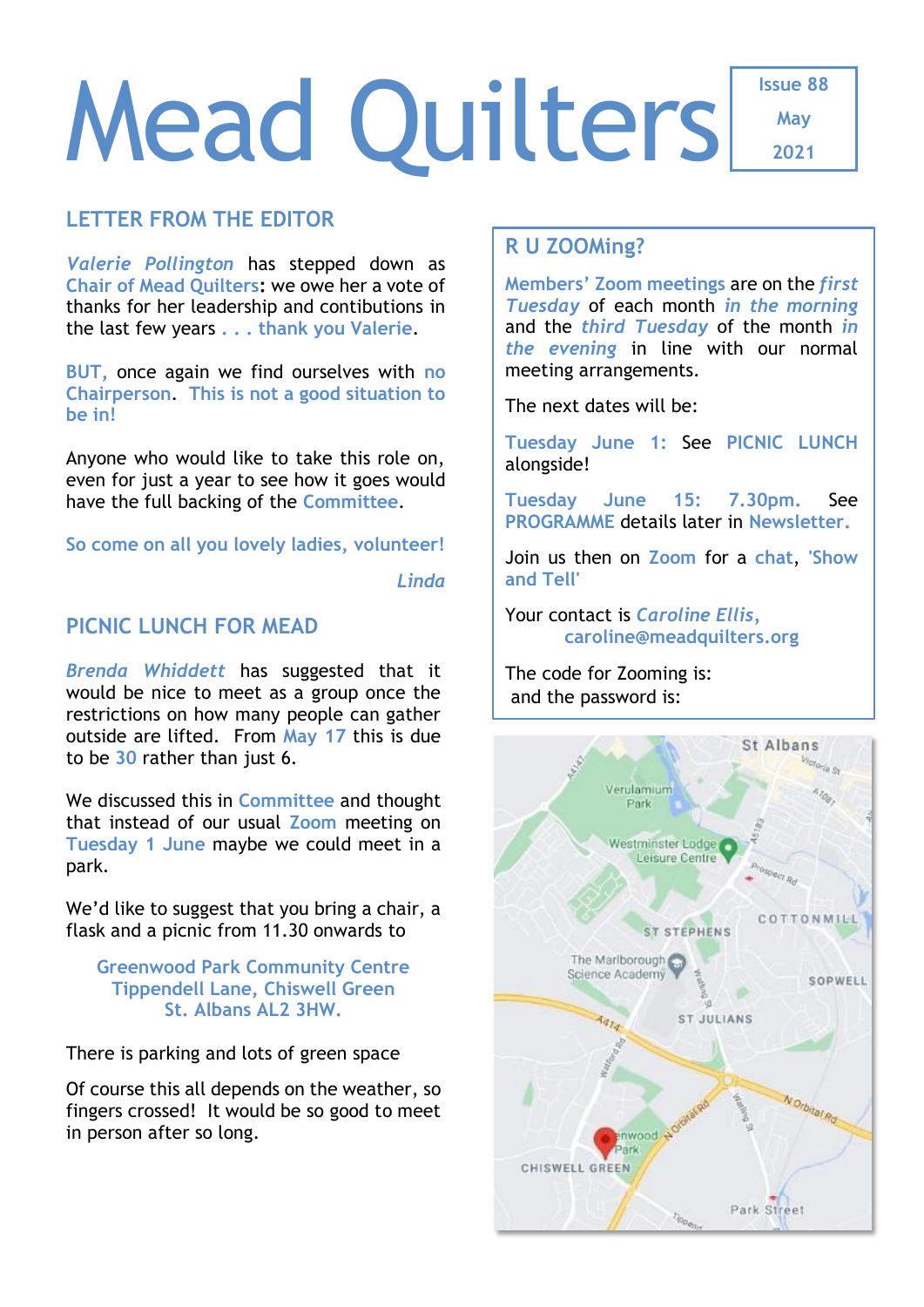# Mead Quilters

Issue 88
May
2021

## LETTER FROM THE EDITOR

*Valerie Pollington* has stepped down as Chair of Mead Quilters: we owe her a vote of thanks for her leadership and contibutions in the last few years . . . thank you Valerie.

BUT, once again we find ourselves with no Chairperson. This is not a good situation to be in!

Anyone who would like to take this role on, even for just a year to see how it goes would have the full backing of the Committee.

So come on all you lovely ladies, volunteer!

*Linda*

## PICNIC LUNCH FOR MEAD

*Brenda Whiddett* has suggested that it would be nice to meet as a group once the restrictions on how many people can gather outside are lifted. From May 17 this is due to be 30 rather than just 6.

We discussed this in Committee and thought that instead of our usual Zoom meeting on Tuesday 1 June maybe we could meet in a park.

We'd like to suggest that you bring a chair, a flask and a picnic from 11.30 onwards to

Greenwood Park Community Centre
Tippendell Lane, Chiswell Green
St. Albans AL2 3HW.

There is parking and lots of green space

Of course this all depends on the weather, so fingers crossed! It would be so good to meet in person after so long.

## R U ZOOMing?

Members' Zoom meetings are on the *first Tuesday* of each month *in the morning* and the *third Tuesday* of the month *in the evening* in line with our normal meeting arrangements.

The next dates will be:

Tuesday June 1: See PICNIC LUNCH alongside!

Tuesday June 15: 7.30pm. See PROGRAMME details later in Newsletter.

Join us then on Zoom for a chat, 'Show and Tell'

Your contact is *Caroline Ellis*, caroline@meadquilters.org

The code for Zooming is:
and the password is: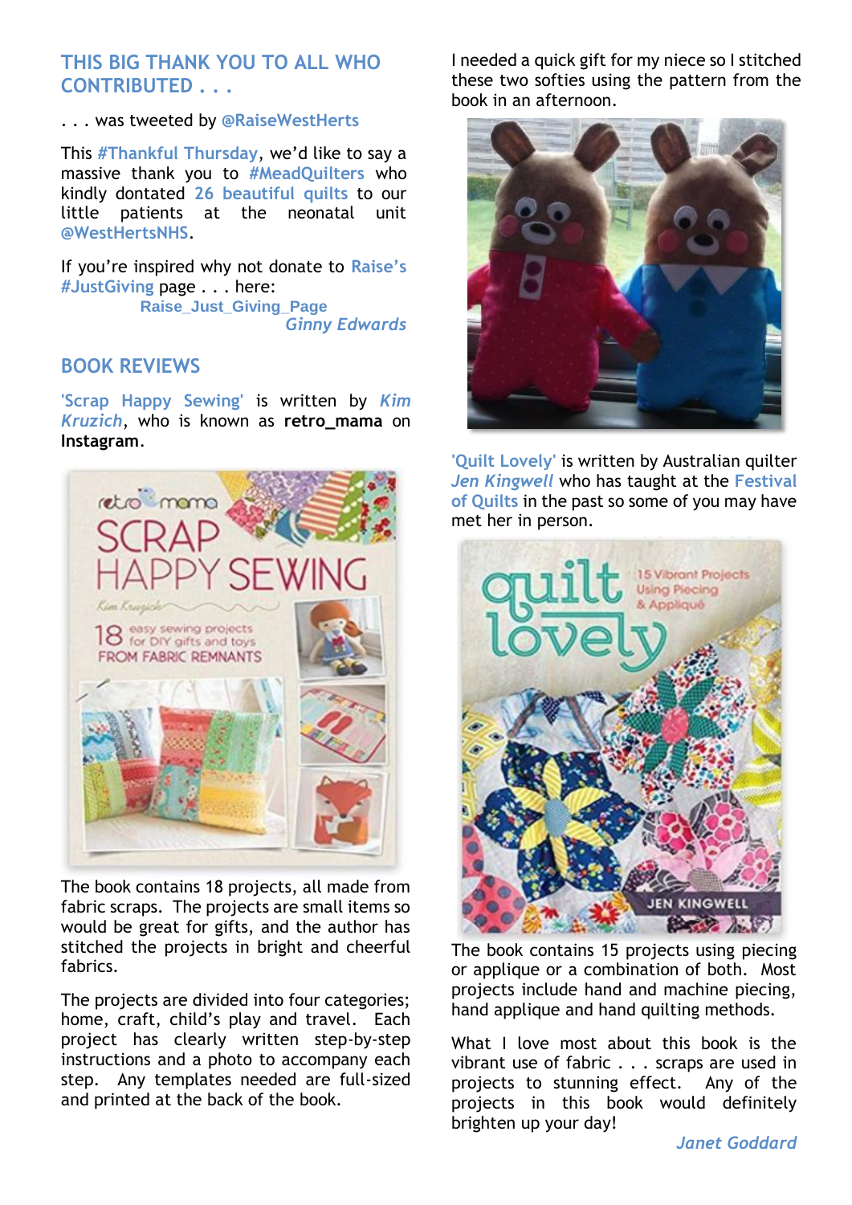## THIS BIG THANK YOU TO ALL WHO CONTRIBUTED . . .

. . . was tweeted by @RaiseWestHerts

This #Thankful Thursday, we'd like to say a massive thank you to #MeadQuilters who kindly dontated 26 beautiful quilts to our little patients at the neonatal unit @WestHertsNHS.

If you're inspired why not donate to Raise's #JustGiving page . . . here:

Raise_Just_Giving_Page

*Ginny Edwards*

## BOOK REVIEWS

'Scrap Happy Sewing' is written by *Kim Kruzich*, who is known as **retro_mama** on **Instagram**.

The book contains 18 projects, all made from fabric scraps. The projects are small items so would be great for gifts, and the author has stitched the projects in bright and cheerful fabrics.

The projects are divided into four categories; home, craft, child's play and travel. Each project has clearly written step-by-step instructions and a photo to accompany each step. Any templates needed are full-sized and printed at the back of the book.

I needed a quick gift for my niece so I stitched these two softies using the pattern from the book in an afternoon.

'Quilt Lovely' is written by Australian quilter *Jen Kingwell* who has taught at the Festival of Quilts in the past so some of you may have met her in person.

The book contains 15 projects using piecing or applique or a combination of both. Most projects include hand and machine piecing, hand applique and hand quilting methods.

What I love most about this book is the vibrant use of fabric . . . scraps are used in projects to stunning effect. Any of the projects in this book would definitely brighten up your day!

*Janet Goddard*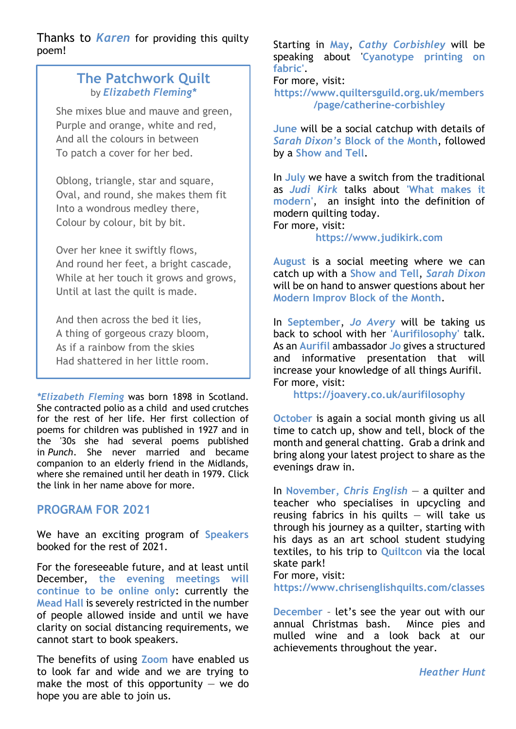Thanks to ***Karen*** for providing this quilty poem!

## The Patchwork Quilt

by ***Elizabeth Fleming\****

She mixes blue and mauve and green,
Purple and orange, white and red,
And all the colours in between
To patch a cover for her bed.

Oblong, triangle, star and square,
Oval, and round, she makes them fit
Into a wondrous medley there,
Colour by colour, bit by bit.

Over her knee it swiftly flows,
And round her feet, a bright cascade,
While at her touch it grows and grows,
Until at last the quilt is made.

And then across the bed it lies,
A thing of gorgeous crazy bloom,
As if a rainbow from the skies
Had shattered in her little room.

***\*Elizabeth Fleming*** was born 1898 in Scotland. She contracted polio as a child and used crutches for the rest of her life. Her first collection of poems for children was published in 1927 and in the '30s she had several poems published in *Punch*. She never married and became companion to an elderly friend in the Midlands, where she remained until her death in 1979. Click the link in her name above for more.

## PROGRAM FOR 2021

We have an exciting program of **Speakers** booked for the rest of 2021.

For the foreseeable future, and at least until December, **the evening meetings will continue to be online only**: currently the **Mead Hall** is severely restricted in the number of people allowed inside and until we have clarity on social distancing requirements, we cannot start to book speakers.

The benefits of using **Zoom** have enabled us to look far and wide and we are trying to make the most of this opportunity — we do hope you are able to join us.

Starting in **May**, ***Cathy Corbishley*** will be speaking about **'Cyanotype printing on fabric'**.
For more, visit:
**https://www.quiltersguild.org.uk/members/page/catherine-corbishley**

**June** will be a social catchup with details of ***Sarah Dixon's*** **Block of the Month**, followed by a **Show and Tell**.

In **July** we have a switch from the traditional as ***Judi Kirk*** talks about **'What makes it modern'**, an insight into the definition of modern quilting today.
For more, visit:
**https://www.judikirk.com**

**August** is a social meeting where we can catch up with a **Show and Tell**, ***Sarah Dixon*** will be on hand to answer questions about her **Modern Improv Block of the Month**.

In **September**, ***Jo Avery*** will be taking us back to school with her **'Aurifilosophy'** talk. As an **Aurifil** ambassador **Jo** gives a structured and informative presentation that will increase your knowledge of all things Aurifil.
For more, visit:
**https://joavery.co.uk/aurifilosophy**

**October** is again a social month giving us all time to catch up, show and tell, block of the month and general chatting. Grab a drink and bring along your latest project to share as the evenings draw in.

In **November**, ***Chris English*** — a quilter and teacher who specialises in upcycling and reusing fabrics in his quilts — will take us through his journey as a quilter, starting with his days as an art school student studying textiles, to his trip to **Quiltcon** via the local skate park!
For more, visit:
**https://www.chrisenglishquilts.com/classes**

**December** – let's see the year out with our annual Christmas bash. Mince pies and mulled wine and a look back at our achievements throughout the year.

***Heather Hunt***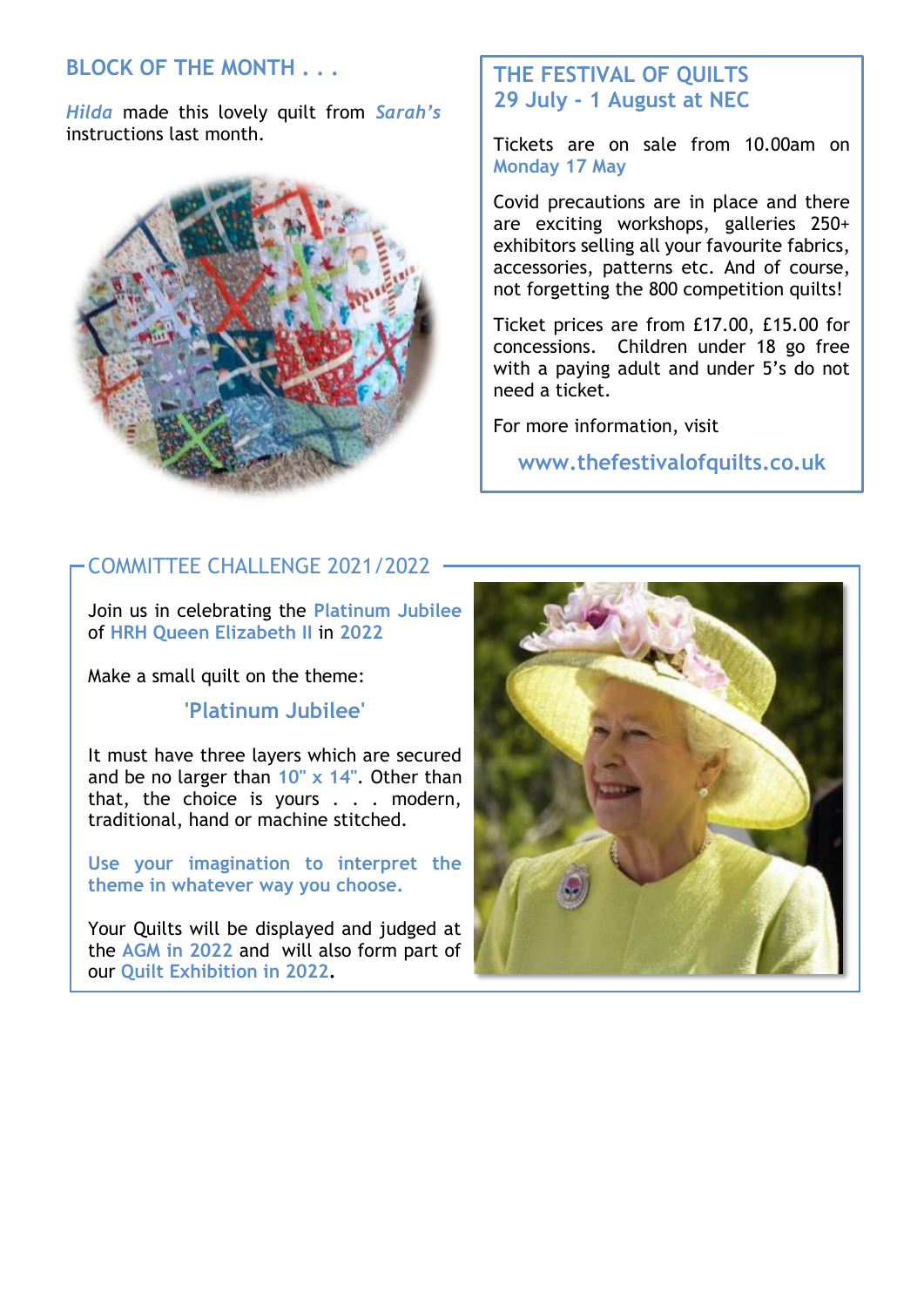## BLOCK OF THE MONTH . . .

*Hilda* made this lovely quilt from *Sarah's* instructions last month.

## THE FESTIVAL OF QUILTS
## 29 July - 1 August at NEC

Tickets are on sale from 10.00am on **Monday 17 May**

Covid precautions are in place and there are exciting workshops, galleries 250+ exhibitors selling all your favourite fabrics, accessories, patterns etc. And of course, not forgetting the 800 competition quilts!

Ticket prices are from £17.00, £15.00 for concessions. Children under 18 go free with a paying adult and under 5's do not need a ticket.

For more information, visit

**www.thefestivalofquilts.co.uk**

## COMMITTEE CHALLENGE 2021/2022

Join us in celebrating the **Platinum Jubilee** of **HRH Queen Elizabeth II** in **2022**

Make a small quilt on the theme:

**'Platinum Jubilee'**

It must have three layers which are secured and be no larger than **10" x 14"**. Other than that, the choice is yours . . . modern, traditional, hand or machine stitched.

**Use your imagination to interpret the theme in whatever way you choose.**

Your Quilts will be displayed and judged at the **AGM in 2022** and will also form part of our **Quilt Exhibition in 2022**.